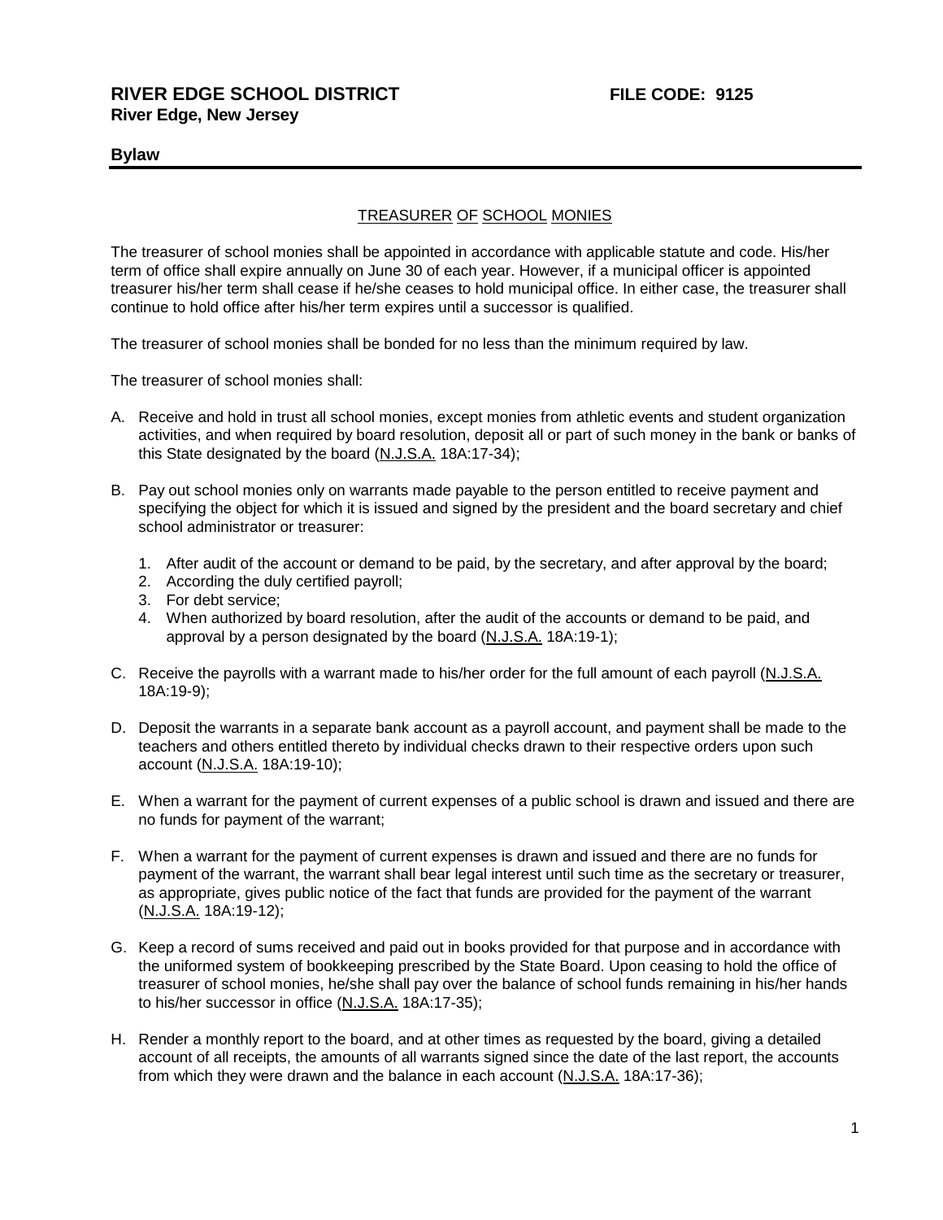**RIVER EDGE SCHOOL DISTRICT** **FILE CODE: 9125**
**River Edge, New Jersey**

**Bylaw**

## TREASURER OF SCHOOL MONIES

The treasurer of school monies shall be appointed in accordance with applicable statute and code. His/her term of office shall expire annually on June 30 of each year. However, if a municipal officer is appointed treasurer his/her term shall cease if he/she ceases to hold municipal office. In either case, the treasurer shall continue to hold office after his/her term expires until a successor is qualified.

The treasurer of school monies shall be bonded for no less than the minimum required by law.

The treasurer of school monies shall:

A. Receive and hold in trust all school monies, except monies from athletic events and student organization activities, and when required by board resolution, deposit all or part of such money in the bank or banks of this State designated by the board (N.J.S.A. 18A:17-34);

B. Pay out school monies only on warrants made payable to the person entitled to receive payment and specifying the object for which it is issued and signed by the president and the board secretary and chief school administrator or treasurer:

   1. After audit of the account or demand to be paid, by the secretary, and after approval by the board;
   2. According the duly certified payroll;
   3. For debt service;
   4. When authorized by board resolution, after the audit of the accounts or demand to be paid, and approval by a person designated by the board (N.J.S.A. 18A:19-1);

C. Receive the payrolls with a warrant made to his/her order for the full amount of each payroll (N.J.S.A. 18A:19-9);

D. Deposit the warrants in a separate bank account as a payroll account, and payment shall be made to the teachers and others entitled thereto by individual checks drawn to their respective orders upon such account (N.J.S.A. 18A:19-10);

E. When a warrant for the payment of current expenses of a public school is drawn and issued and there are no funds for payment of the warrant;

F. When a warrant for the payment of current expenses is drawn and issued and there are no funds for payment of the warrant, the warrant shall bear legal interest until such time as the secretary or treasurer, as appropriate, gives public notice of the fact that funds are provided for the payment of the warrant (N.J.S.A. 18A:19-12);

G. Keep a record of sums received and paid out in books provided for that purpose and in accordance with the uniformed system of bookkeeping prescribed by the State Board. Upon ceasing to hold the office of treasurer of school monies, he/she shall pay over the balance of school funds remaining in his/her hands to his/her successor in office (N.J.S.A. 18A:17-35);

H. Render a monthly report to the board, and at other times as requested by the board, giving a detailed account of all receipts, the amounts of all warrants signed since the date of the last report, the accounts from which they were drawn and the balance in each account (N.J.S.A. 18A:17-36);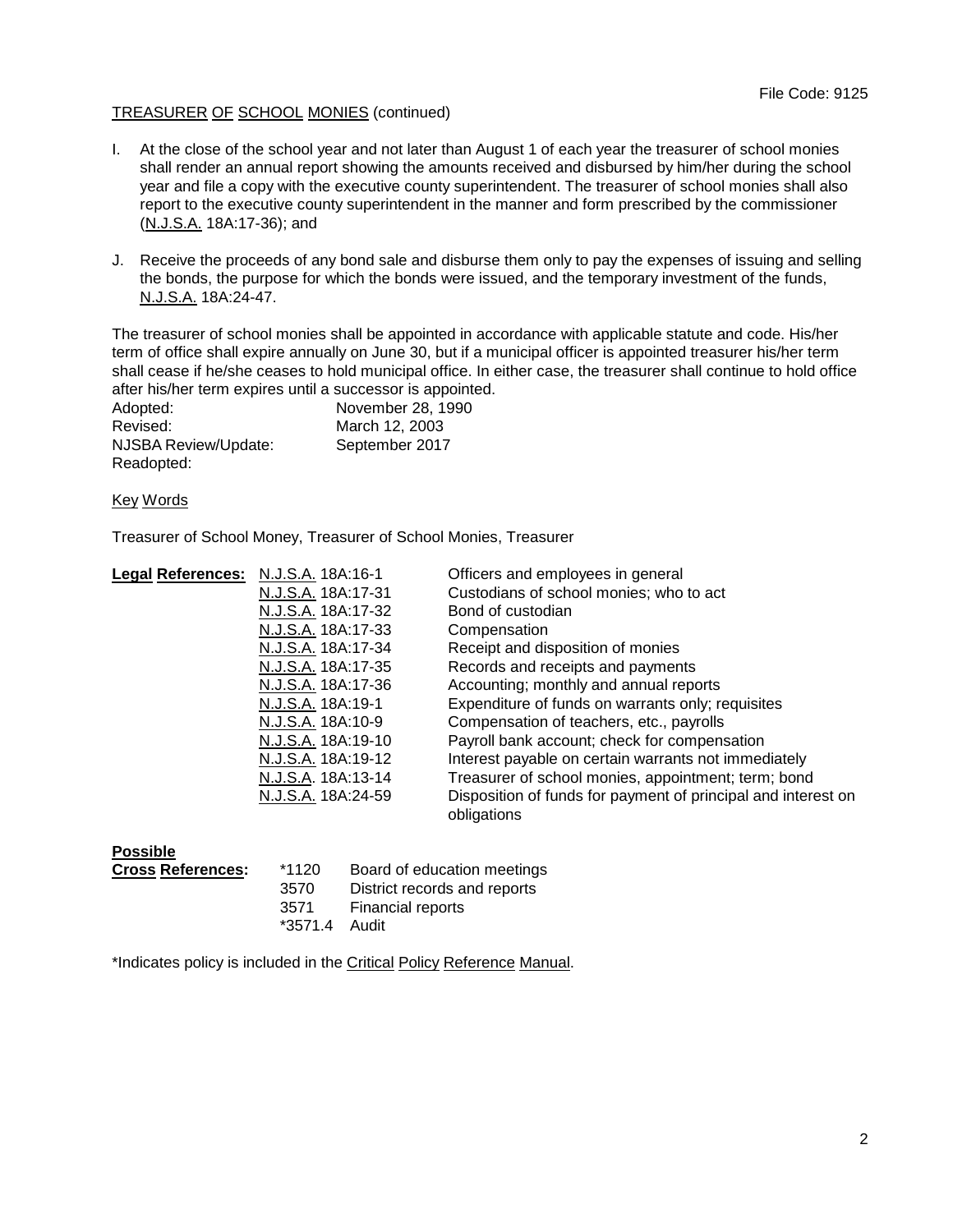File Code: 9125

TREASURER OF SCHOOL MONIES (continued)

I. At the close of the school year and not later than August 1 of each year the treasurer of school monies shall render an annual report showing the amounts received and disbursed by him/her during the school year and file a copy with the executive county superintendent. The treasurer of school monies shall also report to the executive county superintendent in the manner and form prescribed by the commissioner (N.J.S.A. 18A:17-36); and

J. Receive the proceeds of any bond sale and disburse them only to pay the expenses of issuing and selling the bonds, the purpose for which the bonds were issued, and the temporary investment of the funds, N.J.S.A. 18A:24-47.

The treasurer of school monies shall be appointed in accordance with applicable statute and code. His/her term of office shall expire annually on June 30, but if a municipal officer is appointed treasurer his/her term shall cease if he/she ceases to hold municipal office. In either case, the treasurer shall continue to hold office after his/her term expires until a successor is appointed.

| | |
|---|---|
| Adopted: | November 28, 1990 |
| Revised: | March 12, 2003 |
| NJSBA Review/Update: | September 2017 |
| Readopted: | |

Key Words

Treasurer of School Money, Treasurer of School Monies, Treasurer

| | | |
|---|---|---|
| **Legal References:** | N.J.S.A. 18A:16-1 | Officers and employees in general |
| | N.J.S.A. 18A:17-31 | Custodians of school monies; who to act |
| | N.J.S.A. 18A:17-32 | Bond of custodian |
| | N.J.S.A. 18A:17-33 | Compensation |
| | N.J.S.A. 18A:17-34 | Receipt and disposition of monies |
| | N.J.S.A. 18A:17-35 | Records and receipts and payments |
| | N.J.S.A. 18A:17-36 | Accounting; monthly and annual reports |
| | N.J.S.A. 18A:19-1 | Expenditure of funds on warrants only; requisites |
| | N.J.S.A. 18A:10-9 | Compensation of teachers, etc., payrolls |
| | N.J.S.A. 18A:19-10 | Payroll bank account; check for compensation |
| | N.J.S.A. 18A:19-12 | Interest payable on certain warrants not immediately |
| | N.J.S.A. 18A:13-14 | Treasurer of school monies, appointment; term; bond |
| | N.J.S.A. 18A:24-59 | Disposition of funds for payment of principal and interest on obligations |

| | | |
|---|---|---|
| **Possible Cross References:** | *1120 | Board of education meetings |
| | 3570 | District records and reports |
| | 3571 | Financial reports |
| | *3571.4 | Audit |

*Indicates policy is included in the Critical Policy Reference Manual.